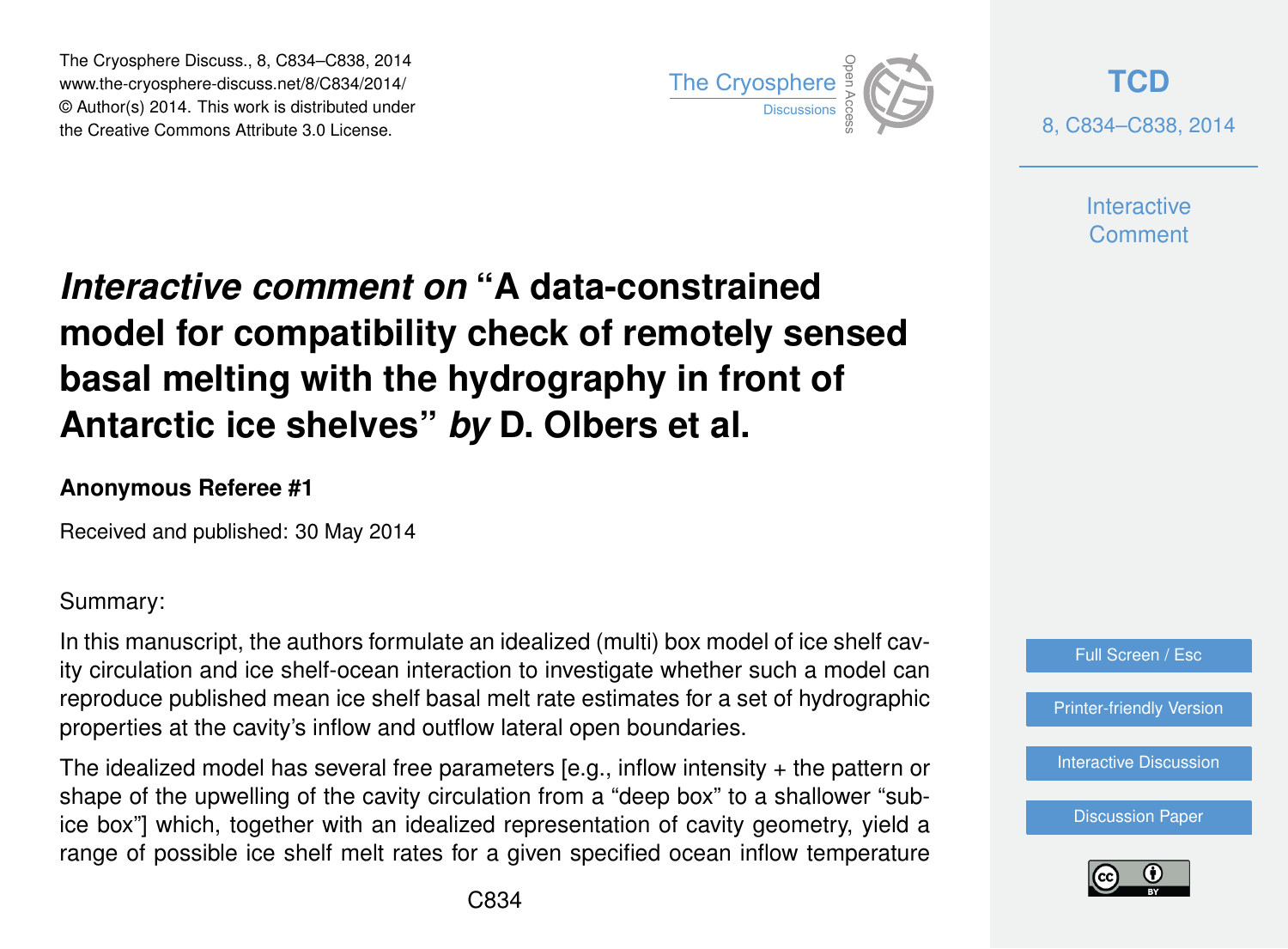# *Interactive comment on* "A data-constrained model for compatibility check of remotely sensed basal melting with the hydrography in front of Antarctic ice shelves" *by* D. Olbers et al.

**Anonymous Referee #1**

Received and published: 30 May 2014

Summary:

In this manuscript, the authors formulate an idealized (multi) box model of ice shelf cavity circulation and ice shelf-ocean interaction to investigate whether such a model can reproduce published mean ice shelf basal melt rate estimates for a set of hydrographic properties at the cavity's inflow and outflow lateral open boundaries.

The idealized model has several free parameters [e.g., inflow intensity + the pattern or shape of the upwelling of the cavity circulation from a "deep box" to a shallower "sub-ice box"] which, together with an idealized representation of cavity geometry, yield a range of possible ice shelf melt rates for a given specified ocean inflow temperature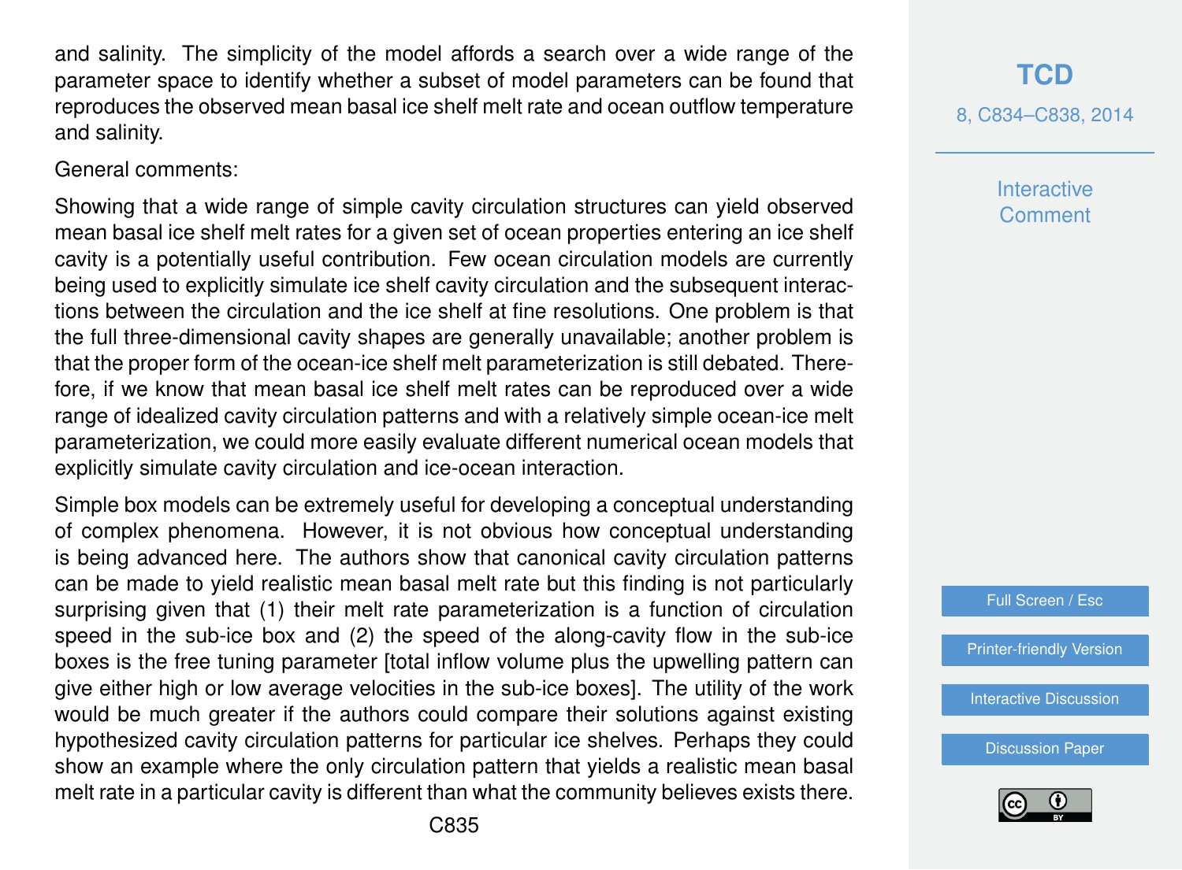and salinity. The simplicity of the model affords a search over a wide range of the parameter space to identify whether a subset of model parameters can be found that reproduces the observed mean basal ice shelf melt rate and ocean outflow temperature and salinity.

General comments:

Showing that a wide range of simple cavity circulation structures can yield observed mean basal ice shelf melt rates for a given set of ocean properties entering an ice shelf cavity is a potentially useful contribution. Few ocean circulation models are currently being used to explicitly simulate ice shelf cavity circulation and the subsequent interactions between the circulation and the ice shelf at fine resolutions. One problem is that the full three-dimensional cavity shapes are generally unavailable; another problem is that the proper form of the ocean-ice shelf melt parameterization is still debated. Therefore, if we know that mean basal ice shelf melt rates can be reproduced over a wide range of idealized cavity circulation patterns and with a relatively simple ocean-ice melt parameterization, we could more easily evaluate different numerical ocean models that explicitly simulate cavity circulation and ice-ocean interaction.

Simple box models can be extremely useful for developing a conceptual understanding of complex phenomena. However, it is not obvious how conceptual understanding is being advanced here. The authors show that canonical cavity circulation patterns can be made to yield realistic mean basal melt rate but this finding is not particularly surprising given that (1) their melt rate parameterization is a function of circulation speed in the sub-ice box and (2) the speed of the along-cavity flow in the sub-ice boxes is the free tuning parameter [total inflow volume plus the upwelling pattern can give either high or low average velocities in the sub-ice boxes]. The utility of the work would be much greater if the authors could compare their solutions against existing hypothesized cavity circulation patterns for particular ice shelves. Perhaps they could show an example where the only circulation pattern that yields a realistic mean basal melt rate in a particular cavity is different than what the community believes exists there.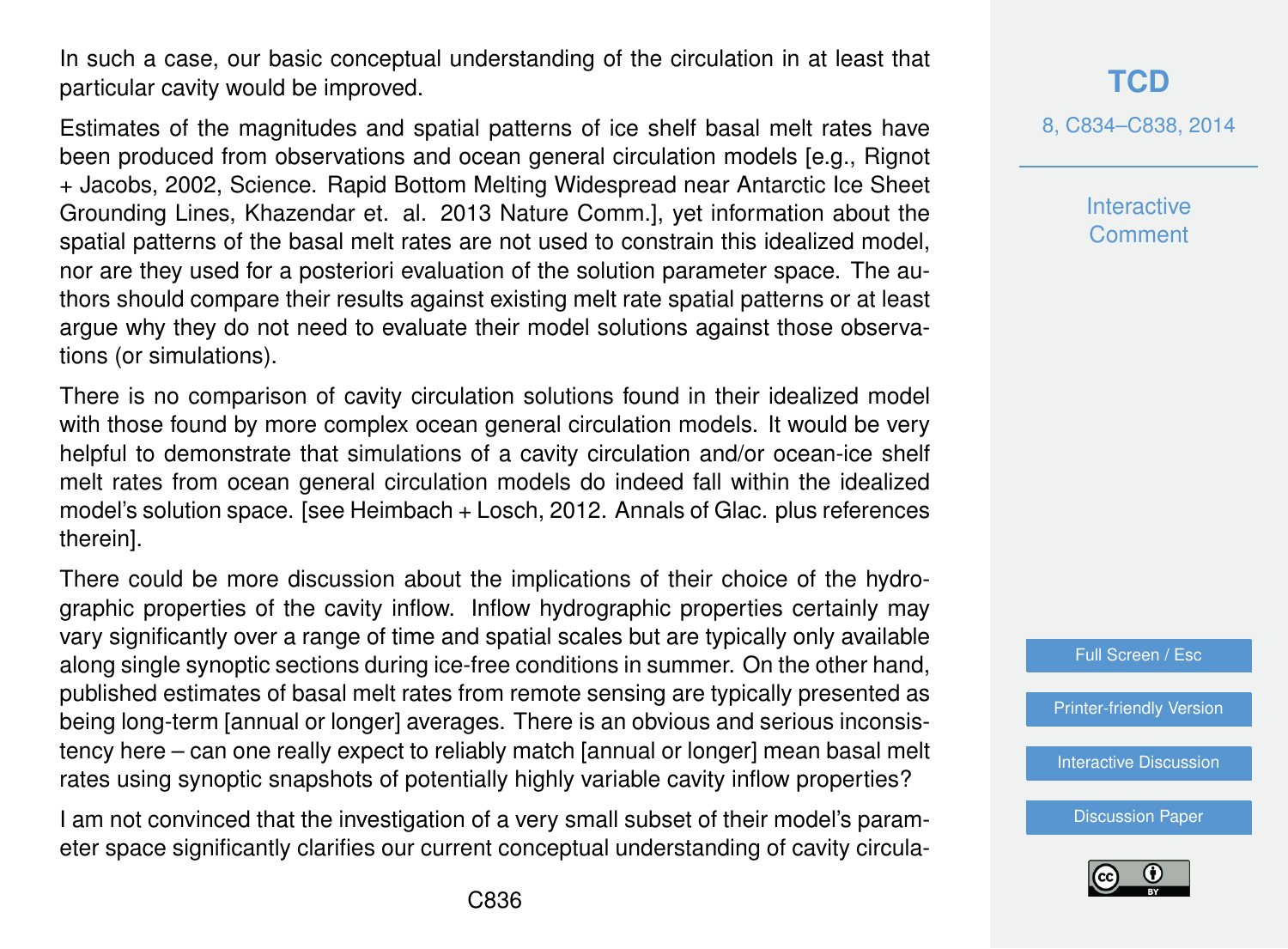In such a case, our basic conceptual understanding of the circulation in at least that particular cavity would be improved.

Estimates of the magnitudes and spatial patterns of ice shelf basal melt rates have been produced from observations and ocean general circulation models [e.g., Rignot + Jacobs, 2002, Science. Rapid Bottom Melting Widespread near Antarctic Ice Sheet Grounding Lines, Khazendar et. al. 2013 Nature Comm.], yet information about the spatial patterns of the basal melt rates are not used to constrain this idealized model, nor are they used for a posteriori evaluation of the solution parameter space. The authors should compare their results against existing melt rate spatial patterns or at least argue why they do not need to evaluate their model solutions against those observations (or simulations).

There is no comparison of cavity circulation solutions found in their idealized model with those found by more complex ocean general circulation models. It would be very helpful to demonstrate that simulations of a cavity circulation and/or ocean-ice shelf melt rates from ocean general circulation models do indeed fall within the idealized model's solution space. [see Heimbach + Losch, 2012. Annals of Glac. plus references therein].

There could be more discussion about the implications of their choice of the hydrographic properties of the cavity inflow. Inflow hydrographic properties certainly may vary significantly over a range of time and spatial scales but are typically only available along single synoptic sections during ice-free conditions in summer. On the other hand, published estimates of basal melt rates from remote sensing are typically presented as being long-term [annual or longer] averages. There is an obvious and serious inconsistency here – can one really expect to reliably match [annual or longer] mean basal melt rates using synoptic snapshots of potentially highly variable cavity inflow properties?

I am not convinced that the investigation of a very small subset of their model's parameter space significantly clarifies our current conceptual understanding of cavity circula-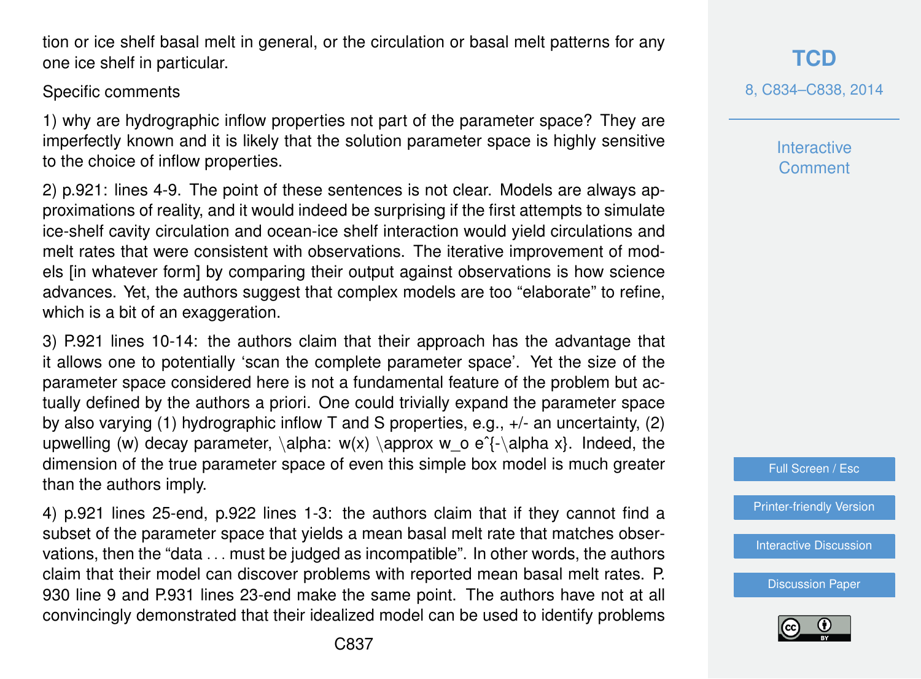tion or ice shelf basal melt in general, or the circulation or basal melt patterns for any one ice shelf in particular.

Specific comments

1) why are hydrographic inflow properties not part of the parameter space? They are imperfectly known and it is likely that the solution parameter space is highly sensitive to the choice of inflow properties.

2) p.921: lines 4-9. The point of these sentences is not clear. Models are always approximations of reality, and it would indeed be surprising if the first attempts to simulate ice-shelf cavity circulation and ocean-ice shelf interaction would yield circulations and melt rates that were consistent with observations. The iterative improvement of models [in whatever form] by comparing their output against observations is how science advances. Yet, the authors suggest that complex models are too "elaborate" to refine, which is a bit of an exaggeration.

3) P.921 lines 10-14: the authors claim that their approach has the advantage that it allows one to potentially 'scan the complete parameter space'. Yet the size of the parameter space considered here is not a fundamental feature of the problem but actually defined by the authors a priori. One could trivially expand the parameter space by also varying (1) hydrographic inflow T and S properties, e.g., +/- an uncertainty, (2) upwelling (w) decay parameter, $\alpha$: $w(x) \approx w_o e^{-\alpha x}$. Indeed, the dimension of the true parameter space of even this simple box model is much greater than the authors imply.

4) p.921 lines 25-end, p.922 lines 1-3: the authors claim that if they cannot find a subset of the parameter space that yields a mean basal melt rate that matches observations, then the "data . . . must be judged as incompatible". In other words, the authors claim that their model can discover problems with reported mean basal melt rates. P. 930 line 9 and P.931 lines 23-end make the same point. The authors have not at all convincingly demonstrated that their idealized model can be used to identify problems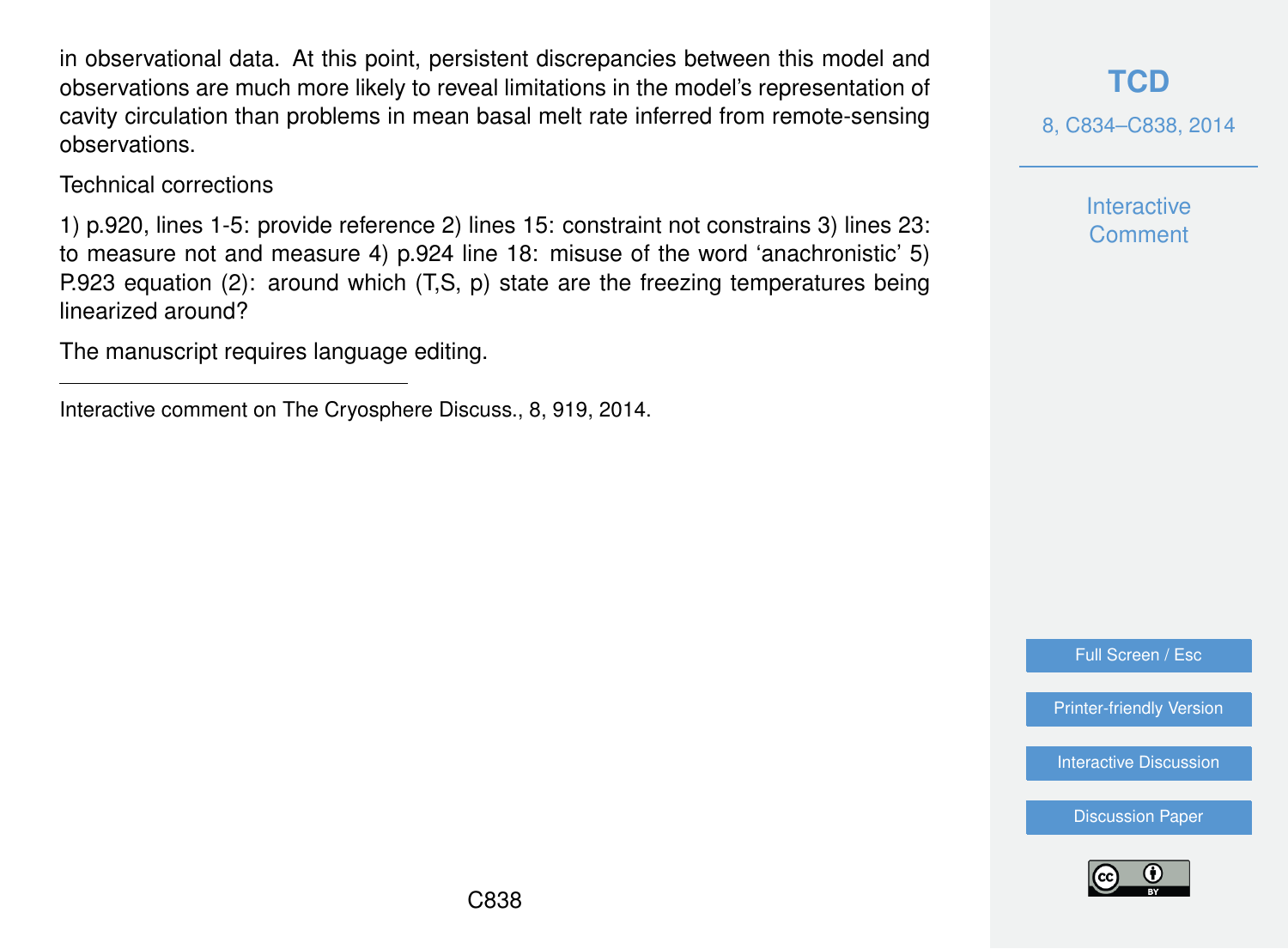in observational data. At this point, persistent discrepancies between this model and observations are much more likely to reveal limitations in the model's representation of cavity circulation than problems in mean basal melt rate inferred from remote-sensing observations.

Technical corrections

1) p.920, lines 1-5: provide reference 2) lines 15: constraint not constrains 3) lines 23: to measure not and measure 4) p.924 line 18: misuse of the word 'anachronistic' 5) P.923 equation (2): around which (T,S, p) state are the freezing temperatures being linearized around?

The manuscript requires language editing.

---

Interactive comment on The Cryosphere Discuss., 8, 919, 2014.